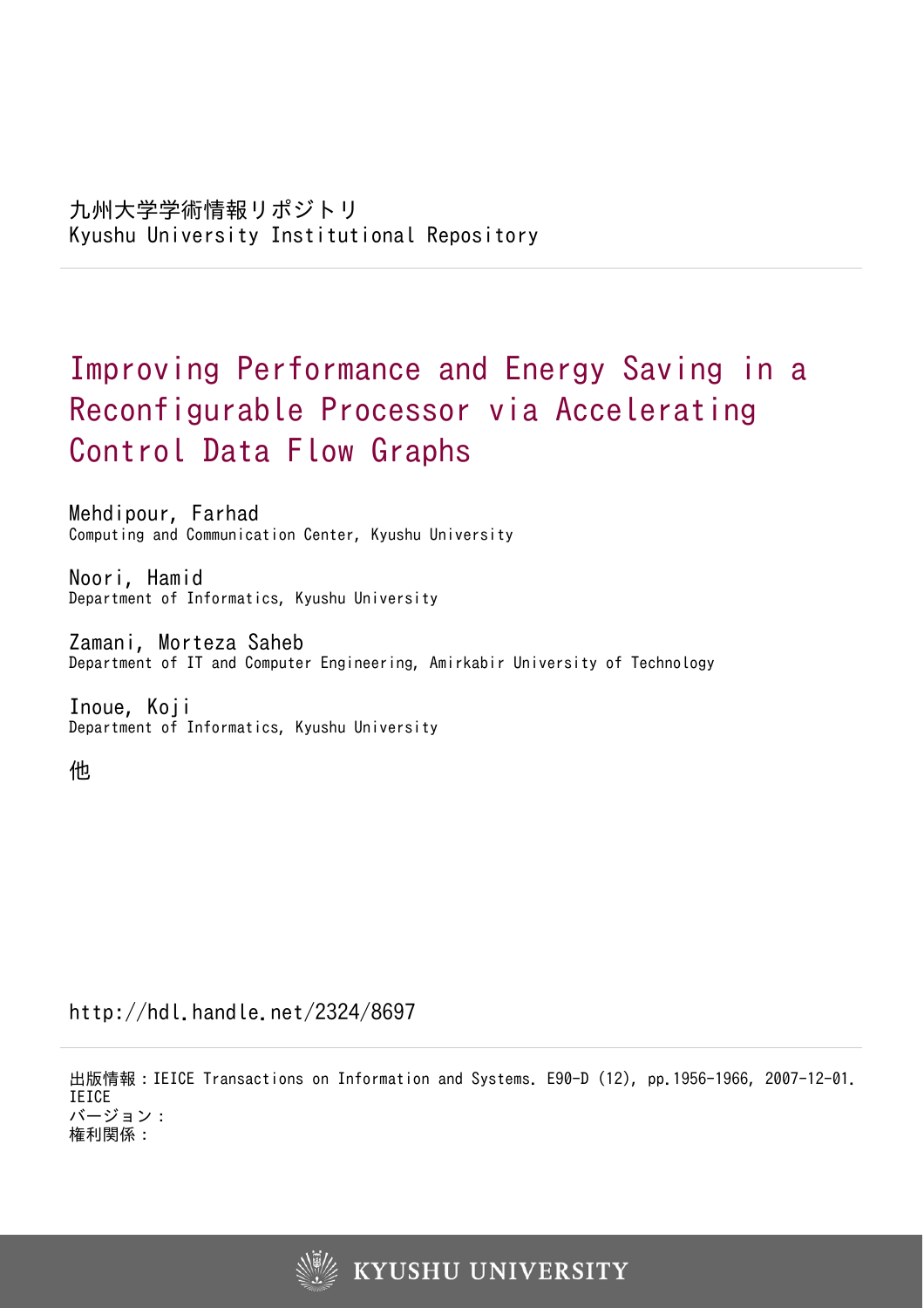九州大学学術情報リポジトリ
Kyushu University Institutional Repository

# Improving Performance and Energy Saving in a Reconfigurable Processor via Accelerating Control Data Flow Graphs

Mehdipour, Farhad
Computing and Communication Center, Kyushu University

Noori, Hamid
Department of Informatics, Kyushu University

Zamani, Morteza Saheb
Department of IT and Computer Engineering, Amirkabir University of Technology

Inoue, Koji
Department of Informatics, Kyushu University

他

http://hdl.handle.net/2324/8697

出版情報：IEICE Transactions on Information and Systems. E90-D (12), pp.1956-1966, 2007-12-01. IEICE
バージョン：
権利関係：

KYUSHU UNIVERSITY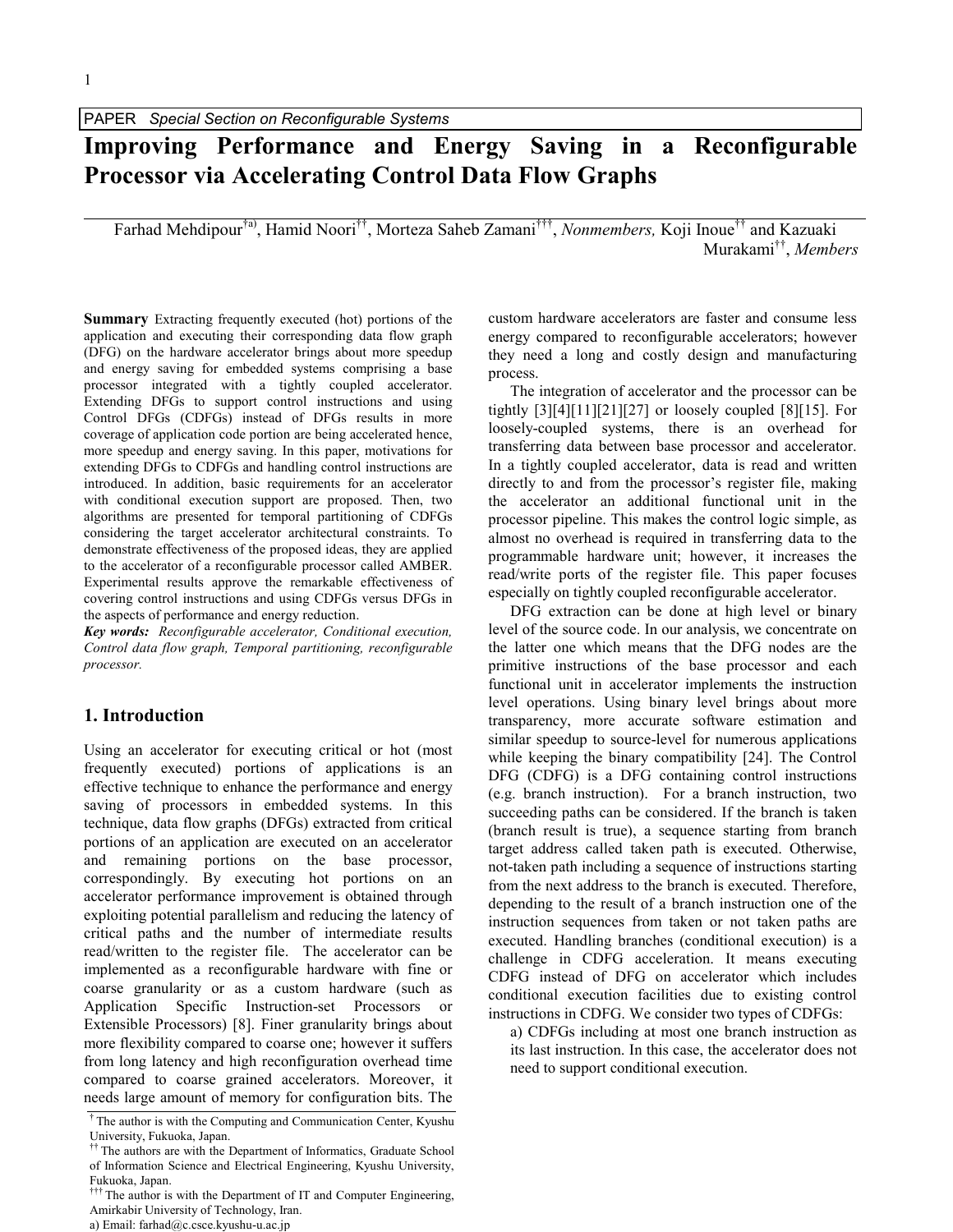PAPER *Special Section on Reconfigurable Systems*

# Improving Performance and Energy Saving in a Reconfigurable Processor via Accelerating Control Data Flow Graphs

Farhad Mehdipour[†a)], Hamid Noori[††], Morteza Saheb Zamani[†††], *Nonmembers,* Koji Inoue[††] and Kazuaki Murakami[††], *Members*

**Summary** Extracting frequently executed (hot) portions of the application and executing their corresponding data flow graph (DFG) on the hardware accelerator brings about more speedup and energy saving for embedded systems comprising a base processor integrated with a tightly coupled accelerator. Extending DFGs to support control instructions and using Control DFGs (CDFGs) instead of DFGs results in more coverage of application code portion are being accelerated hence, more speedup and energy saving. In this paper, motivations for extending DFGs to CDFGs and handling control instructions are introduced. In addition, basic requirements for an accelerator with conditional execution support are proposed. Then, two algorithms are presented for temporal partitioning of CDFGs considering the target accelerator architectural constraints. To demonstrate effectiveness of the proposed ideas, they are applied to the accelerator of a reconfigurable processor called AMBER. Experimental results approve the remarkable effectiveness of covering control instructions and using CDFGs versus DFGs in the aspects of performance and energy reduction.

***Key words:*** *Reconfigurable accelerator, Conditional execution, Control data flow graph, Temporal partitioning, reconfigurable processor.*

## 1. Introduction

Using an accelerator for executing critical or hot (most frequently executed) portions of applications is an effective technique to enhance the performance and energy saving of processors in embedded systems. In this technique, data flow graphs (DFGs) extracted from critical portions of an application are executed on an accelerator and remaining portions on the base processor, correspondingly. By executing hot portions on an accelerator performance improvement is obtained through exploiting potential parallelism and reducing the latency of critical paths and the number of intermediate results read/written to the register file. The accelerator can be implemented as a reconfigurable hardware with fine or coarse granularity or as a custom hardware (such as Application Specific Instruction-set Processors or Extensible Processors) [8]. Finer granularity brings about more flexibility compared to coarse one; however it suffers from long latency and high reconfiguration overhead time compared to coarse grained accelerators. Moreover, it needs large amount of memory for configuration bits. The custom hardware accelerators are faster and consume less energy compared to reconfigurable accelerators; however they need a long and costly design and manufacturing process.

The integration of accelerator and the processor can be tightly [3][4][11][21][27] or loosely coupled [8][15]. For loosely-coupled systems, there is an overhead for transferring data between base processor and accelerator. In a tightly coupled accelerator, data is read and written directly to and from the processor's register file, making the accelerator an additional functional unit in the processor pipeline. This makes the control logic simple, as almost no overhead is required in transferring data to the programmable hardware unit; however, it increases the read/write ports of the register file. This paper focuses especially on tightly coupled reconfigurable accelerator.

DFG extraction can be done at high level or binary level of the source code. In our analysis, we concentrate on the latter one which means that the DFG nodes are the primitive instructions of the base processor and each functional unit in accelerator implements the instruction level operations. Using binary level brings about more transparency, more accurate software estimation and similar speedup to source-level for numerous applications while keeping the binary compatibility [24]. The Control DFG (CDFG) is a DFG containing control instructions (e.g. branch instruction). For a branch instruction, two succeeding paths can be considered. If the branch is taken (branch result is true), a sequence starting from branch target address called taken path is executed. Otherwise, not-taken path including a sequence of instructions starting from the next address to the branch is executed. Therefore, depending to the result of a branch instruction one of the instruction sequences from taken or not taken paths are executed. Handling branches (conditional execution) is a challenge in CDFG acceleration. It means executing CDFG instead of DFG on accelerator which includes conditional execution facilities due to existing control instructions in CDFG. We consider two types of CDFGs:

a) CDFGs including at most one branch instruction as its last instruction. In this case, the accelerator does not need to support conditional execution.

---

[†] The author is with the Computing and Communication Center, Kyushu University, Fukuoka, Japan.

[††] The authors are with the Department of Informatics, Graduate School of Information Science and Electrical Engineering, Kyushu University, Fukuoka, Japan.

[†††] The author is with the Department of IT and Computer Engineering, Amirkabir University of Technology, Iran.

a) Email: farhad@c.csce.kyushu-u.ac.jp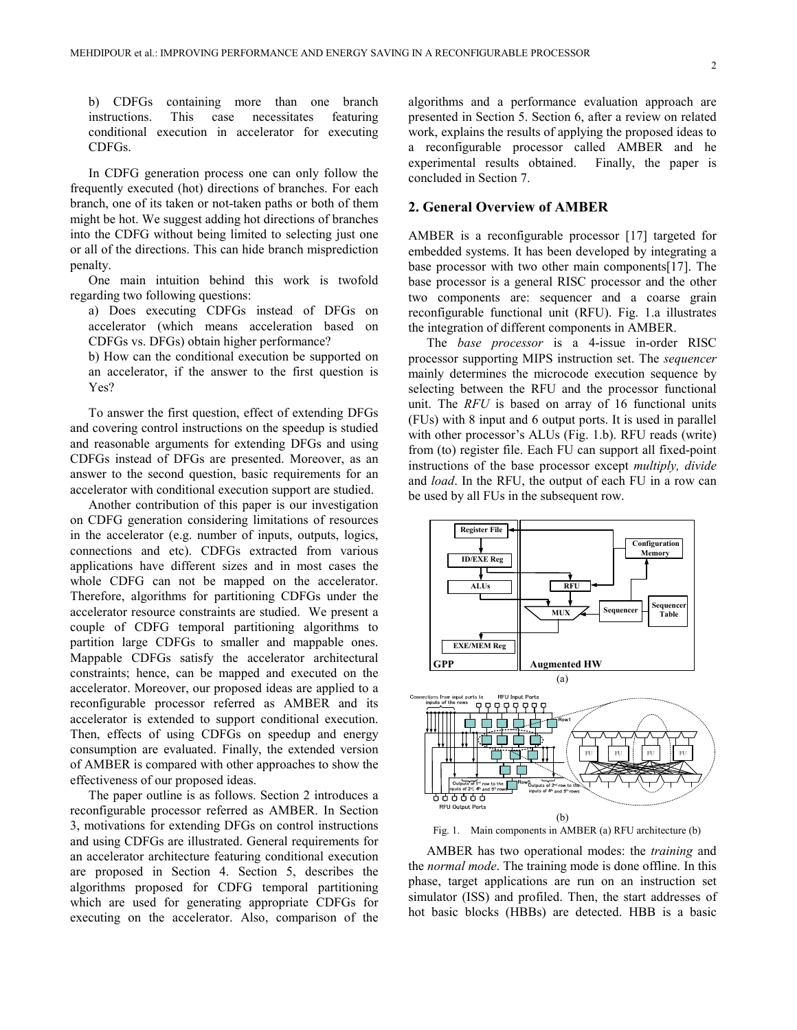b) CDFGs containing more than one branch instructions. This case necessitates featuring conditional execution in accelerator for executing CDFGs.

In CDFG generation process one can only follow the frequently executed (hot) directions of branches. For each branch, one of its taken or not-taken paths or both of them might be hot. We suggest adding hot directions of branches into the CDFG without being limited to selecting just one or all of the directions. This can hide branch misprediction penalty.

One main intuition behind this work is twofold regarding two following questions:

a) Does executing CDFGs instead of DFGs on accelerator (which means acceleration based on CDFGs vs. DFGs) obtain higher performance?

b) How can the conditional execution be supported on an accelerator, if the answer to the first question is Yes?

To answer the first question, effect of extending DFGs and covering control instructions on the speedup is studied and reasonable arguments for extending DFGs and using CDFGs instead of DFGs are presented. Moreover, as an answer to the second question, basic requirements for an accelerator with conditional execution support are studied.

Another contribution of this paper is our investigation on CDFG generation considering limitations of resources in the accelerator (e.g. number of inputs, outputs, logics, connections and etc). CDFGs extracted from various applications have different sizes and in most cases the whole CDFG can not be mapped on the accelerator. Therefore, algorithms for partitioning CDFGs under the accelerator resource constraints are studied. We present a couple of CDFG temporal partitioning algorithms to partition large CDFGs to smaller and mappable ones. Mappable CDFGs satisfy the accelerator architectural constraints; hence, can be mapped and executed on the accelerator. Moreover, our proposed ideas are applied to a reconfigurable processor referred as AMBER and its accelerator is extended to support conditional execution. Then, effects of using CDFGs on speedup and energy consumption are evaluated. Finally, the extended version of AMBER is compared with other approaches to show the effectiveness of our proposed ideas.

The paper outline is as follows. Section 2 introduces a reconfigurable processor referred as AMBER. In Section 3, motivations for extending DFGs on control instructions and using CDFGs are illustrated. General requirements for an accelerator architecture featuring conditional execution are proposed in Section 4. Section 5, describes the algorithms proposed for CDFG temporal partitioning which are used for generating appropriate CDFGs for executing on the accelerator. Also, comparison of the algorithms and a performance evaluation approach are presented in Section 5. Section 6, after a review on related work, explains the results of applying the proposed ideas to a reconfigurable processor called AMBER and he experimental results obtained. Finally, the paper is concluded in Section 7.

## 2. General Overview of AMBER

AMBER is a reconfigurable processor [17] targeted for embedded systems. It has been developed by integrating a base processor with two other main components[17]. The base processor is a general RISC processor and the other two components are: sequencer and a coarse grain reconfigurable functional unit (RFU). Fig. 1.a illustrates the integration of different components in AMBER.

The *base processor* is a 4-issue in-order RISC processor supporting MIPS instruction set. The *sequencer* mainly determines the microcode execution sequence by selecting between the RFU and the processor functional unit. The *RFU* is based on array of 16 functional units (FUs) with 8 input and 6 output ports. It is used in parallel with other processor's ALUs (Fig. 1.b). RFU reads (write) from (to) register file. Each FU can support all fixed-point instructions of the base processor except *multiply, divide* and *load*. In the RFU, the output of each FU in a row can be used by all FUs in the subsequent row.

Fig. 1. Main components in AMBER (a) RFU architecture (b)

AMBER has two operational modes: the *training* and the *normal mode*. The training mode is done offline. In this phase, target applications are run on an instruction set simulator (ISS) and profiled. Then, the start addresses of hot basic blocks (HBBs) are detected. HBB is a basic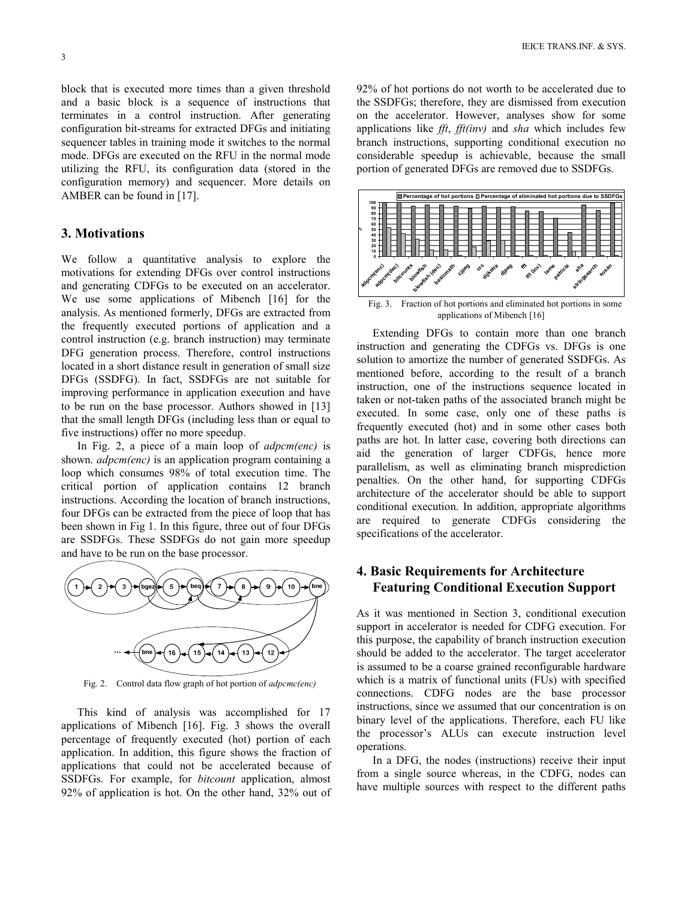block that is executed more times than a given threshold and a basic block is a sequence of instructions that terminates in a control instruction. After generating configuration bit-streams for extracted DFGs and initiating sequencer tables in training mode it switches to the normal mode. DFGs are executed on the RFU in the normal mode utilizing the RFU, its configuration data (stored in the configuration memory) and sequencer. More details on AMBER can be found in [17].

## 3. Motivations

We follow a quantitative analysis to explore the motivations for extending DFGs over control instructions and generating CDFGs to be executed on an accelerator. We use some applications of Mibench [16] for the analysis. As mentioned formerly, DFGs are extracted from the frequently executed portions of application and a control instruction (e.g. branch instruction) may terminate DFG generation process. Therefore, control instructions located in a short distance result in generation of small size DFGs (SSDFG). In fact, SSDFGs are not suitable for improving performance in application execution and have to be run on the base processor. Authors showed in [13] that the small length DFGs (including less than or equal to five instructions) offer no more speedup.

In Fig. 2, a piece of a main loop of *adpcm(enc)* is shown. *adpcm(enc)* is an application program containing a loop which consumes 98% of total execution time. The critical portion of application contains 12 branch instructions. According the location of branch instructions, four DFGs can be extracted from the piece of loop that has been shown in Fig 1. In this figure, three out of four DFGs are SSDFGs. These SSDFGs do not gain more speedup and have to be run on the base processor.

Fig. 2. Control data flow graph of hot portion of *adpcmc(enc)*

This kind of analysis was accomplished for 17 applications of Mibench [16]. Fig. 3 shows the overall percentage of frequently executed (hot) portion of each application. In addition, this figure shows the fraction of applications that could not be accelerated because of SSDFGs. For example, for *bitcount* application, almost 92% of application is hot. On the other hand, 32% out of 92% of hot portions do not worth to be accelerated due to the SSDFGs; therefore, they are dismissed from execution on the accelerator. However, analyses show for some applications like *fft*, *fft(inv)* and *sha* which includes few branch instructions, supporting conditional execution no considerable speedup is achievable, because the small portion of generated DFGs are removed due to SSDFGs.

Fig. 3. Fraction of hot portions and eliminated hot portions in some applications of Mibench [16]

Extending DFGs to contain more than one branch instruction and generating the CDFGs vs. DFGs is one solution to amortize the number of generated SSDFGs. As mentioned before, according to the result of a branch instruction, one of the instructions sequence located in taken or not-taken paths of the associated branch might be executed. In some case, only one of these paths is frequently executed (hot) and in some other cases both paths are hot. In latter case, covering both directions can aid the generation of larger CDFGs, hence more parallelism, as well as eliminating branch misprediction penalties. On the other hand, for supporting CDFGs architecture of the accelerator should be able to support conditional execution. In addition, appropriate algorithms are required to generate CDFGs considering the specifications of the accelerator.

## 4. Basic Requirements for Architecture Featuring Conditional Execution Support

As it was mentioned in Section 3, conditional execution support in accelerator is needed for CDFG execution. For this purpose, the capability of branch instruction execution should be added to the accelerator. The target accelerator is assumed to be a coarse grained reconfigurable hardware which is a matrix of functional units (FUs) with specified connections. CDFG nodes are the base processor instructions, since we assumed that our concentration is on binary level of the applications. Therefore, each FU like the processor's ALUs can execute instruction level operations.

In a DFG, the nodes (instructions) receive their input from a single source whereas, in the CDFG, nodes can have multiple sources with respect to the different paths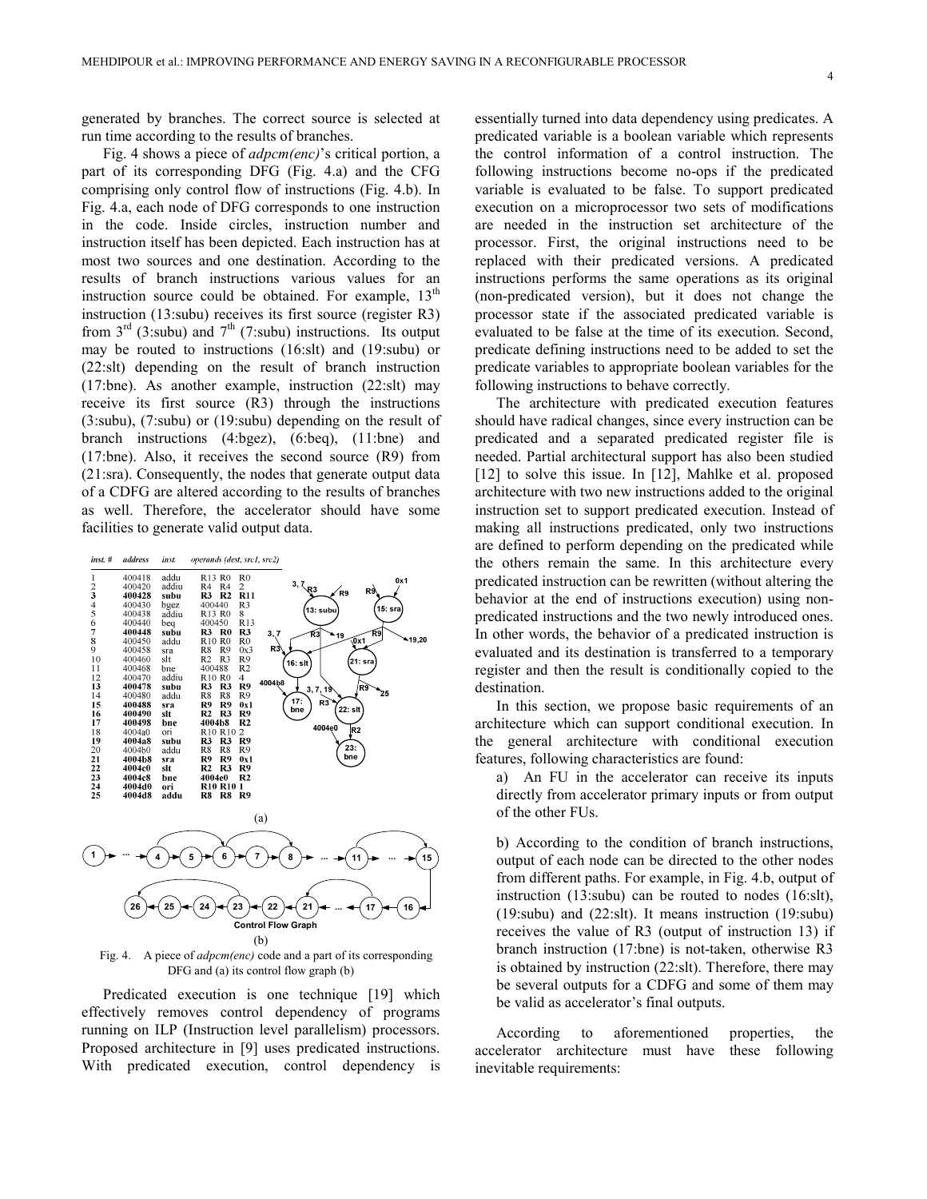generated by branches. The correct source is selected at run time according to the results of branches.

Fig. 4 shows a piece of *adpcm(enc)*'s critical portion, a part of its corresponding DFG (Fig. 4.a) and the CFG comprising only control flow of instructions (Fig. 4.b). In Fig. 4.a, each node of DFG corresponds to one instruction in the code. Inside circles, instruction number and instruction itself has been depicted. Each instruction has at most two sources and one destination. According to the results of branch instructions various values for an instruction source could be obtained. For example, 13th instruction (13:subu) receives its first source (register R3) from 3rd (3:subu) and 7th (7:subu) instructions. Its output may be routed to instructions (16:slt) and (19:subu) or (22:slt) depending on the result of branch instruction (17:bne). As another example, instruction (22:slt) may receive its first source (R3) through the instructions (3:subu), (7:subu) or (19:subu) depending on the result of branch instructions (4:bgez), (6:beq), (11:bne) and (17:bne). Also, it receives the second source (R9) from (21:sra). Consequently, the nodes that generate output data of a CDFG are altered according to the results of branches as well. Therefore, the accelerator should have some facilities to generate valid output data.

| inst. # | address | inst. | operands (dest, src1, src2) |
|---|---|---|---|
| 1 | 400418 | addu | R13 R0 R0 |
| 2 | 400420 | addiu | R4 R4 2 |
| **3** | **400428** | **subu** | **R3 R2 R11** |
| 4 | 400430 | bgez | 400440 R3 |
| 5 | 400438 | addiu | R13 R0 8 |
| 6 | 400440 | beq | 400450 R13 |
| **7** | **400448** | **subu** | **R3 R0 R3** |
| 8 | 400450 | addu | R10 R0 R0 |
| 9 | 400458 | sra | R8 R9 0x3 |
| 10 | 400460 | slt | R2 R3 R9 |
| 11 | 400468 | bne | 400488 R2 |
| 12 | 400470 | addiu | R10 R0 4 |
| **13** | **400478** | **subu** | **R3 R3 R9** |
| 14 | 400480 | addu | R8 R8 R9 |
| **15** | **400488** | **sra** | **R9 R9 0x1** |
| **16** | **400490** | **slt** | **R2 R3 R9** |
| **17** | **400498** | **bne** | **4004b8 R2** |
| 18 | 4004a0 | ori | R10 R10 2 |
| **19** | **4004a8** | **subu** | **R3 R3 R9** |
| 20 | 4004b0 | addu | R8 R8 R9 |
| **21** | **4004b8** | **sra** | **R9 R9 0x1** |
| **22** | **4004c0** | **slt** | **R2 R3 R9** |
| **23** | **4004c8** | **bne** | **4004e0 R2** |
| **24** | **4004d0** | **ori** | **R10 R10 1** |
| **25** | **4004d8** | **addu** | **R8 R8 R9** |

(a)

(b)

Fig. 4. A piece of *adpcm(enc)* code and a part of its corresponding DFG and (a) its control flow graph (b)

Predicated execution is one technique [19] which effectively removes control dependency of programs running on ILP (Instruction level parallelism) processors. Proposed architecture in [9] uses predicated instructions. With predicated execution, control dependency is essentially turned into data dependency using predicates. A predicated variable is a boolean variable which represents the control information of a control instruction. The following instructions become no-ops if the predicated variable is evaluated to be false. To support predicated execution on a microprocessor two sets of modifications are needed in the instruction set architecture of the processor. First, the original instructions need to be replaced with their predicated versions. A predicated instructions performs the same operations as its original (non-predicated version), but it does not change the processor state if the associated predicated variable is evaluated to be false at the time of its execution. Second, predicate defining instructions need to be added to set the predicate variables to appropriate boolean variables for the following instructions to behave correctly.

The architecture with predicated execution features should have radical changes, since every instruction can be predicated and a separated predicated register file is needed. Partial architectural support has also been studied [12] to solve this issue. In [12], Mahlke et al. proposed architecture with two new instructions added to the original instruction set to support predicated execution. Instead of making all instructions predicated, only two instructions are defined to perform depending on the predicated while the others remain the same. In this architecture every predicated instruction can be rewritten (without altering the behavior at the end of instructions execution) using non-predicated instructions and the two newly introduced ones. In other words, the behavior of a predicated instruction is evaluated and its destination is transferred to a temporary register and then the result is conditionally copied to the destination.

In this section, we propose basic requirements of an architecture which can support conditional execution. In the general architecture with conditional execution features, following characteristics are found:

a) An FU in the accelerator can receive its inputs directly from accelerator primary inputs or from output of the other FUs.

b) According to the condition of branch instructions, output of each node can be directed to the other nodes from different paths. For example, in Fig. 4.b, output of instruction (13:subu) can be routed to nodes (16:slt), (19:subu) and (22:slt). It means instruction (19:subu) receives the value of R3 (output of instruction 13) if branch instruction (17:bne) is not-taken, otherwise R3 is obtained by instruction (22:slt). Therefore, there may be several outputs for a CDFG and some of them may be valid as accelerator's final outputs.

According to aforementioned properties, the accelerator architecture must have these following inevitable requirements: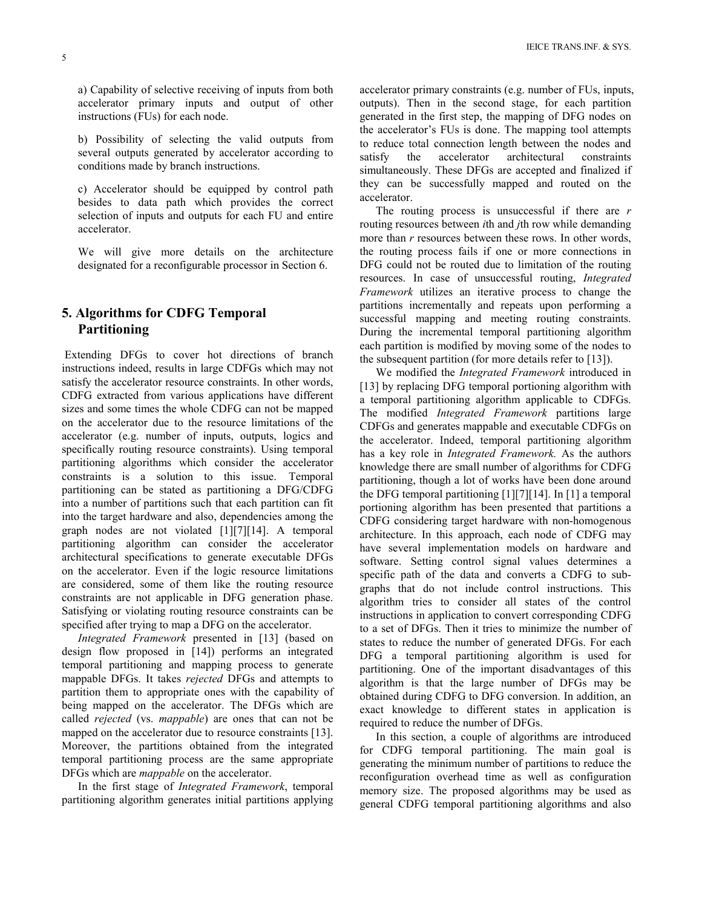a) Capability of selective receiving of inputs from both accelerator primary inputs and output of other instructions (FUs) for each node.

b) Possibility of selecting the valid outputs from several outputs generated by accelerator according to conditions made by branch instructions.

c) Accelerator should be equipped by control path besides to data path which provides the correct selection of inputs and outputs for each FU and entire accelerator.

We will give more details on the architecture designated for a reconfigurable processor in Section 6.

## 5. Algorithms for CDFG Temporal Partitioning

Extending DFGs to cover hot directions of branch instructions indeed, results in large CDFGs which may not satisfy the accelerator resource constraints. In other words, CDFG extracted from various applications have different sizes and some times the whole CDFG can not be mapped on the accelerator due to the resource limitations of the accelerator (e.g. number of inputs, outputs, logics and specifically routing resource constraints). Using temporal partitioning algorithms which consider the accelerator constraints is a solution to this issue. Temporal partitioning can be stated as partitioning a DFG/CDFG into a number of partitions such that each partition can fit into the target hardware and also, dependencies among the graph nodes are not violated [1][7][14]. A temporal partitioning algorithm can consider the accelerator architectural specifications to generate executable DFGs on the accelerator. Even if the logic resource limitations are considered, some of them like the routing resource constraints are not applicable in DFG generation phase. Satisfying or violating routing resource constraints can be specified after trying to map a DFG on the accelerator.

*Integrated Framework* presented in [13] (based on design flow proposed in [14]) performs an integrated temporal partitioning and mapping process to generate mappable DFGs. It takes *rejected* DFGs and attempts to partition them to appropriate ones with the capability of being mapped on the accelerator. The DFGs which are called *rejected* (vs. *mappable*) are ones that can not be mapped on the accelerator due to resource constraints [13]. Moreover, the partitions obtained from the integrated temporal partitioning process are the same appropriate DFGs which are *mappable* on the accelerator.

In the first stage of *Integrated Framework*, temporal partitioning algorithm generates initial partitions applying accelerator primary constraints (e.g. number of FUs, inputs, outputs). Then in the second stage, for each partition generated in the first step, the mapping of DFG nodes on the accelerator's FUs is done. The mapping tool attempts to reduce total connection length between the nodes and satisfy the accelerator architectural constraints simultaneously. These DFGs are accepted and finalized if they can be successfully mapped and routed on the accelerator.

The routing process is unsuccessful if there are $r$ routing resources between $i$th and $j$th row while demanding more than $r$ resources between these rows. In other words, the routing process fails if one or more connections in DFG could not be routed due to limitation of the routing resources. In case of unsuccessful routing, *Integrated Framework* utilizes an iterative process to change the partitions incrementally and repeats upon performing a successful mapping and meeting routing constraints. During the incremental temporal partitioning algorithm each partition is modified by moving some of the nodes to the subsequent partition (for more details refer to [13]).

We modified the *Integrated Framework* introduced in [13] by replacing DFG temporal portioning algorithm with a temporal partitioning algorithm applicable to CDFGs. The modified *Integrated Framework* partitions large CDFGs and generates mappable and executable CDFGs on the accelerator. Indeed, temporal partitioning algorithm has a key role in *Integrated Framework.* As the authors knowledge there are small number of algorithms for CDFG partitioning, though a lot of works have been done around the DFG temporal partitioning [1][7][14]. In [1] a temporal portioning algorithm has been presented that partitions a CDFG considering target hardware with non-homogenous architecture. In this approach, each node of CDFG may have several implementation models on hardware and software. Setting control signal values determines a specific path of the data and converts a CDFG to sub-graphs that do not include control instructions. This algorithm tries to consider all states of the control instructions in application to convert corresponding CDFG to a set of DFGs. Then it tries to minimize the number of states to reduce the number of generated DFGs. For each DFG a temporal partitioning algorithm is used for partitioning. One of the important disadvantages of this algorithm is that the large number of DFGs may be obtained during CDFG to DFG conversion. In addition, an exact knowledge to different states in application is required to reduce the number of DFGs.

In this section, a couple of algorithms are introduced for CDFG temporal partitioning. The main goal is generating the minimum number of partitions to reduce the reconfiguration overhead time as well as configuration memory size. The proposed algorithms may be used as general CDFG temporal partitioning algorithms and also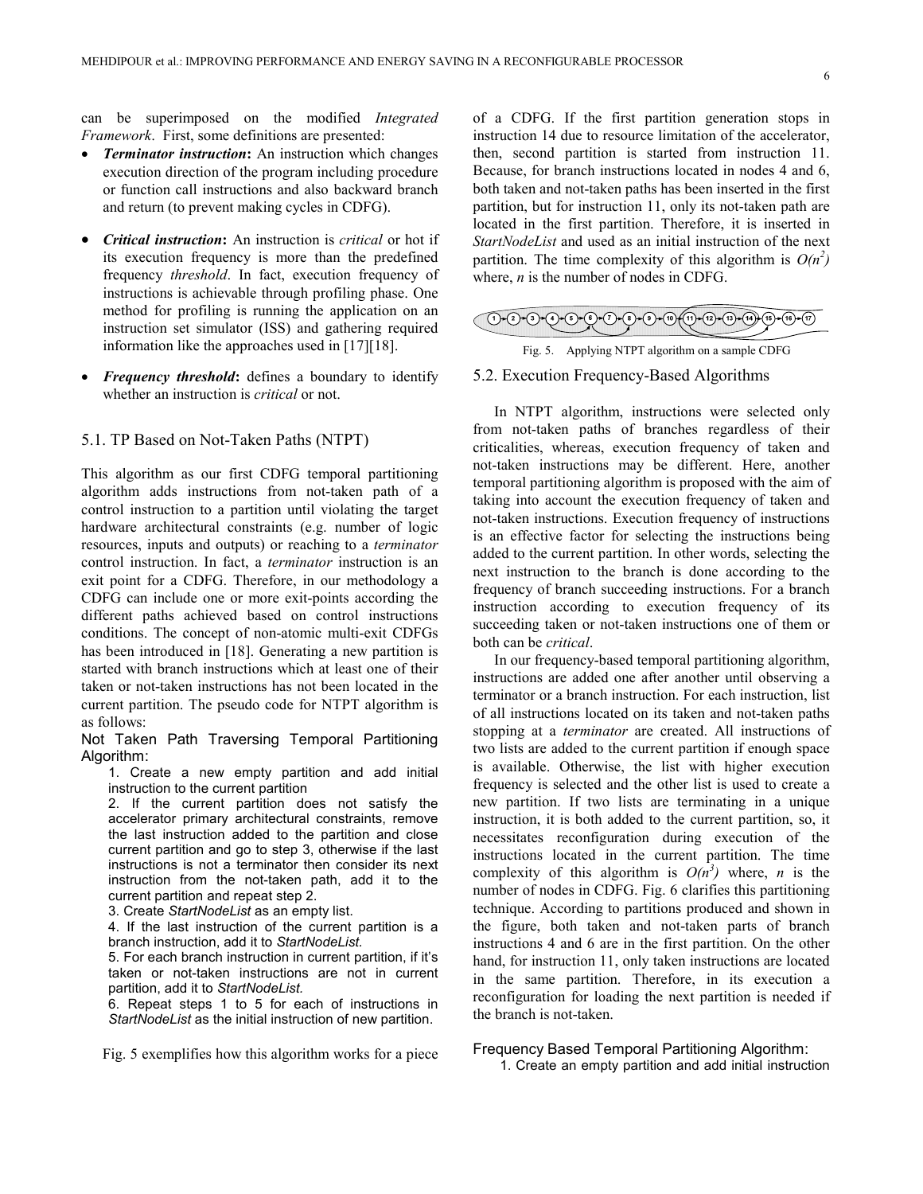can be superimposed on the modified *Integrated Framework*. First, some definitions are presented:

- ***Terminator instruction*:** An instruction which changes execution direction of the program including procedure or function call instructions and also backward branch and return (to prevent making cycles in CDFG).
- ***Critical instruction*:** An instruction is *critical* or hot if its execution frequency is more than the predefined frequency *threshold*. In fact, execution frequency of instructions is achievable through profiling phase. One method for profiling is running the application on an instruction set simulator (ISS) and gathering required information like the approaches used in [17][18].
- ***Frequency threshold*:** defines a boundary to identify whether an instruction is *critical* or not.

## 5.1. TP Based on Not-Taken Paths (NTPT)

This algorithm as our first CDFG temporal partitioning algorithm adds instructions from not-taken path of a control instruction to a partition until violating the target hardware architectural constraints (e.g. number of logic resources, inputs and outputs) or reaching to a *terminator* control instruction. In fact, a *terminator* instruction is an exit point for a CDFG. Therefore, in our methodology a CDFG can include one or more exit-points according the different paths achieved based on control instructions conditions. The concept of non-atomic multi-exit CDFGs has been introduced in [18]. Generating a new partition is started with branch instructions which at least one of their taken or not-taken instructions has not been located in the current partition. The pseudo code for NTPT algorithm is as follows:

Not Taken Path Traversing Temporal Partitioning Algorithm:

1. Create a new empty partition and add initial instruction to the current partition
2. If the current partition does not satisfy the accelerator primary architectural constraints, remove the last instruction added to the partition and close current partition and go to step 3, otherwise if the last instructions is not a terminator then consider its next instruction from the not-taken path, add it to the current partition and repeat step 2.
3. Create *StartNodeList* as an empty list.
4. If the last instruction of the current partition is a branch instruction, add it to *StartNodeList.*
5. For each branch instruction in current partition, if it's taken or not-taken instructions are not in current partition, add it to *StartNodeList.*
6. Repeat steps 1 to 5 for each of instructions in *StartNodeList* as the initial instruction of new partition.

Fig. 5 exemplifies how this algorithm works for a piece of a CDFG. If the first partition generation stops in instruction 14 due to resource limitation of the accelerator, then, second partition is started from instruction 11. Because, for branch instructions located in nodes 4 and 6, both taken and not-taken paths has been inserted in the first partition, but for instruction 11, only its not-taken path are located in the first partition. Therefore, it is inserted in *StartNodeList* and used as an initial instruction of the next partition. The time complexity of this algorithm is $O(n^2)$ where, $n$ is the number of nodes in CDFG.

Fig. 5. Applying NTPT algorithm on a sample CDFG

## 5.2. Execution Frequency-Based Algorithms

In NTPT algorithm, instructions were selected only from not-taken paths of branches regardless of their criticalities, whereas, execution frequency of taken and not-taken instructions may be different. Here, another temporal partitioning algorithm is proposed with the aim of taking into account the execution frequency of taken and not-taken instructions. Execution frequency of instructions is an effective factor for selecting the instructions being added to the current partition. In other words, selecting the next instruction to the branch is done according to the frequency of branch succeeding instructions. For a branch instruction according to execution frequency of its succeeding taken or not-taken instructions one of them or both can be *critical*.

In our frequency-based temporal partitioning algorithm, instructions are added one after another until observing a terminator or a branch instruction. For each instruction, list of all instructions located on its taken and not-taken paths stopping at a *terminator* are created. All instructions of two lists are added to the current partition if enough space is available. Otherwise, the list with higher execution frequency is selected and the other list is used to create a new partition. If two lists are terminating in a unique instruction, it is both added to the current partition, so, it necessitates reconfiguration during execution of the instructions located in the current partition. The time complexity of this algorithm is $O(n^3)$ where, $n$ is the number of nodes in CDFG. Fig. 6 clarifies this partitioning technique. According to partitions produced and shown in the figure, both taken and not-taken parts of branch instructions 4 and 6 are in the first partition. On the other hand, for instruction 11, only taken instructions are located in the same partition. Therefore, in its execution a reconfiguration for loading the next partition is needed if the branch is not-taken.

Frequency Based Temporal Partitioning Algorithm:

1. Create an empty partition and add initial instruction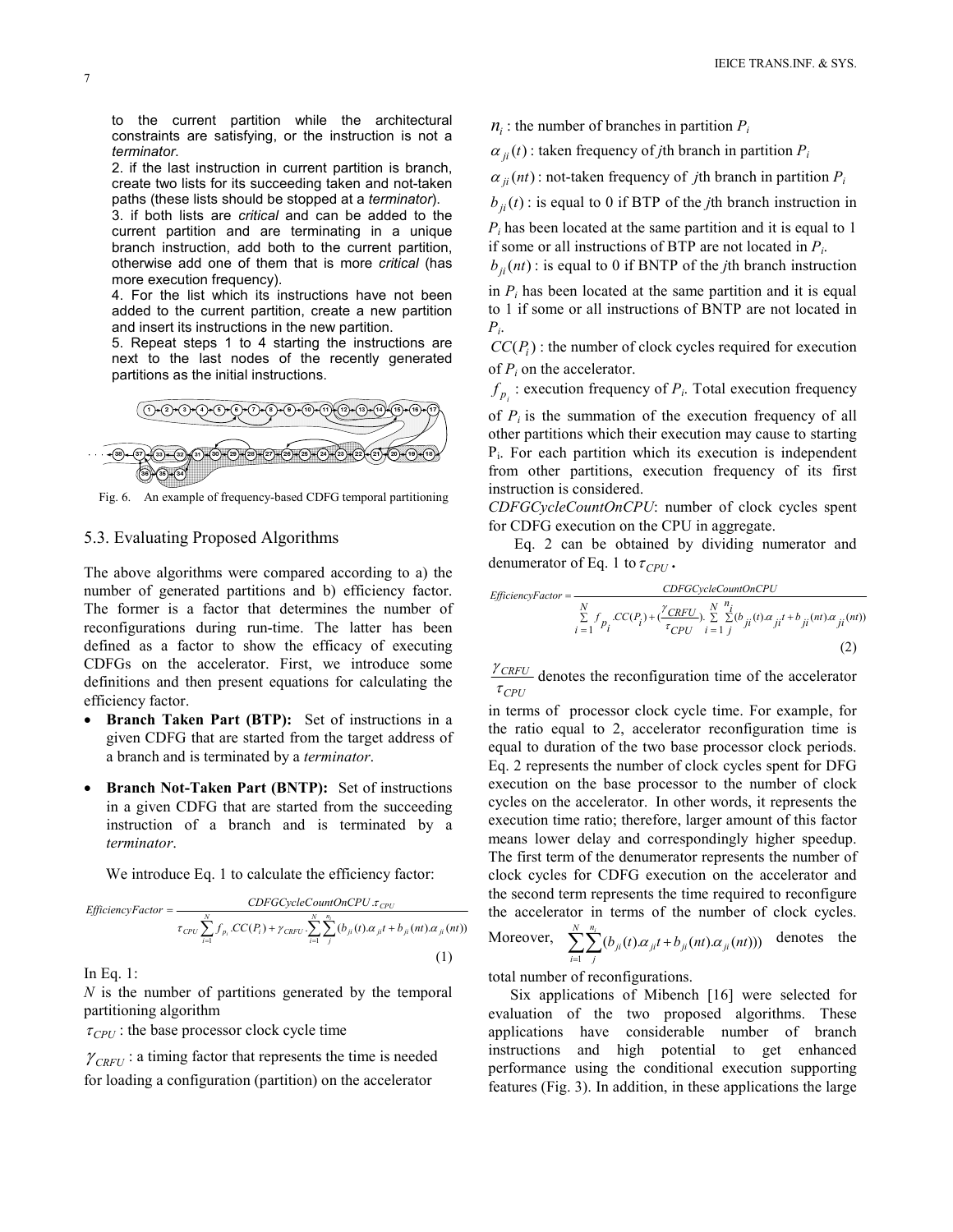to the current partition while the architectural constraints are satisfying, or the instruction is not a *terminator*.

2. if the last instruction in current partition is branch, create two lists for its succeeding taken and not-taken paths (these lists should be stopped at a *terminator*).

3. if both lists are *critical* and can be added to the current partition and are terminating in a unique branch instruction, add both to the current partition, otherwise add one of them that is more *critical* (has more execution frequency).

4. For the list which its instructions have not been added to the current partition, create a new partition and insert its instructions in the new partition.

5. Repeat steps 1 to 4 starting the instructions are next to the last nodes of the recently generated partitions as the initial instructions.

Fig. 6. An example of frequency-based CDFG temporal partitioning

## 5.3. Evaluating Proposed Algorithms

The above algorithms were compared according to a) the number of generated partitions and b) efficiency factor. The former is a factor that determines the number of reconfigurations during run-time. The latter has been defined as a factor to show the efficacy of executing CDFGs on the accelerator. First, we introduce some definitions and then present equations for calculating the efficiency factor.

- **Branch Taken Part (BTP):** Set of instructions in a given CDFG that are started from the target address of a branch and is terminated by a *terminator*.
- **Branch Not-Taken Part (BNTP):** Set of instructions in a given CDFG that are started from the succeeding instruction of a branch and is terminated by a *terminator*.

We introduce Eq. 1 to calculate the efficiency factor:

$$EfficiencyFactor = \frac{CDFGCycleCountOnCPU.\tau_{CPU}}{\tau_{CPU}\sum_{i=1}^{N} f_{p_i}.CC(P_i) + \gamma_{CRFU}.\sum_{i=1}^{N}\sum_{j}^{n_i}(b_{ji}(t).\alpha_{ji}t + b_{ji}(nt).\alpha_{ji}(nt))} \quad (1)$$

In Eq. 1:

$N$ is the number of partitions generated by the temporal partitioning algorithm

$\tau_{CPU}$ : the base processor clock cycle time

$\gamma_{CRFU}$ : a timing factor that represents the time is needed for loading a configuration (partition) on the accelerator

$n_i$ : the number of branches in partition $P_i$

$\alpha_{ji}(t)$ : taken frequency of *j*th branch in partition $P_i$

$\alpha_{ji}(nt)$ : not-taken frequency of *j*th branch in partition $P_i$

$b_{ji}(t)$ : is equal to 0 if BTP of the *j*th branch instruction in $P_i$ has been located at the same partition and it is equal to 1 if some or all instructions of BTP are not located in $P_i$.

$b_{ji}(nt)$ : is equal to 0 if BNTP of the *j*th branch instruction in $P_i$ has been located at the same partition and it is equal to 1 if some or all instructions of BNTP are not located in $P_i$.

$CC(P_i)$ : the number of clock cycles required for execution of $P_i$ on the accelerator.

$f_{p_i}$ : execution frequency of $P_i$. Total execution frequency of $P_i$ is the summation of the execution frequency of all other partitions which their execution may cause to starting $P_i$. For each partition which its execution is independent from other partitions, execution frequency of its first instruction is considered.

*CDFGCycleCountOnCPU*: number of clock cycles spent for CDFG execution on the CPU in aggregate.

Eq. 2 can be obtained by dividing numerator and denumerator of Eq. 1 to $\tau_{CPU}$.

$$EfficiencyFactor = \frac{CDFGCycleCountOnCPU}{\sum_{i=1}^{N} f_{p_i}.CC(P_i) + (\frac{\gamma_{CRFU}}{\tau_{CPU}}).\sum_{i=1}^{N}\sum_{j}^{n_i}(b_{ji}(t).\alpha_{ji}t + b_{ji}(nt).\alpha_{ji}(nt))} \quad (2)$$

$\frac{\gamma_{CRFU}}{\tau_{CPU}}$ denotes the reconfiguration time of the accelerator in terms of processor clock cycle time. For example, for the ratio equal to 2, accelerator reconfiguration time is equal to duration of the two base processor clock periods. Eq. 2 represents the number of clock cycles spent for DFG execution on the base processor to the number of clock cycles on the accelerator. In other words, it represents the execution time ratio; therefore, larger amount of this factor means lower delay and correspondingly higher speedup. The first term of the denumerator represents the number of clock cycles for CDFG execution on the accelerator and the second term represents the time required to reconfigure the accelerator in terms of the number of clock cycles. Moreover, $\sum_{i=1}^{N}\sum_{j}^{n_i}(b_{ji}(t).\alpha_{ji}t + b_{ji}(nt).\alpha_{ji}(nt)))$ denotes the total number of reconfigurations.

Six applications of Mibench [16] were selected for evaluation of the two proposed algorithms. These applications have considerable number of branch instructions and high potential to get enhanced performance using the conditional execution supporting features (Fig. 3). In addition, in these applications the large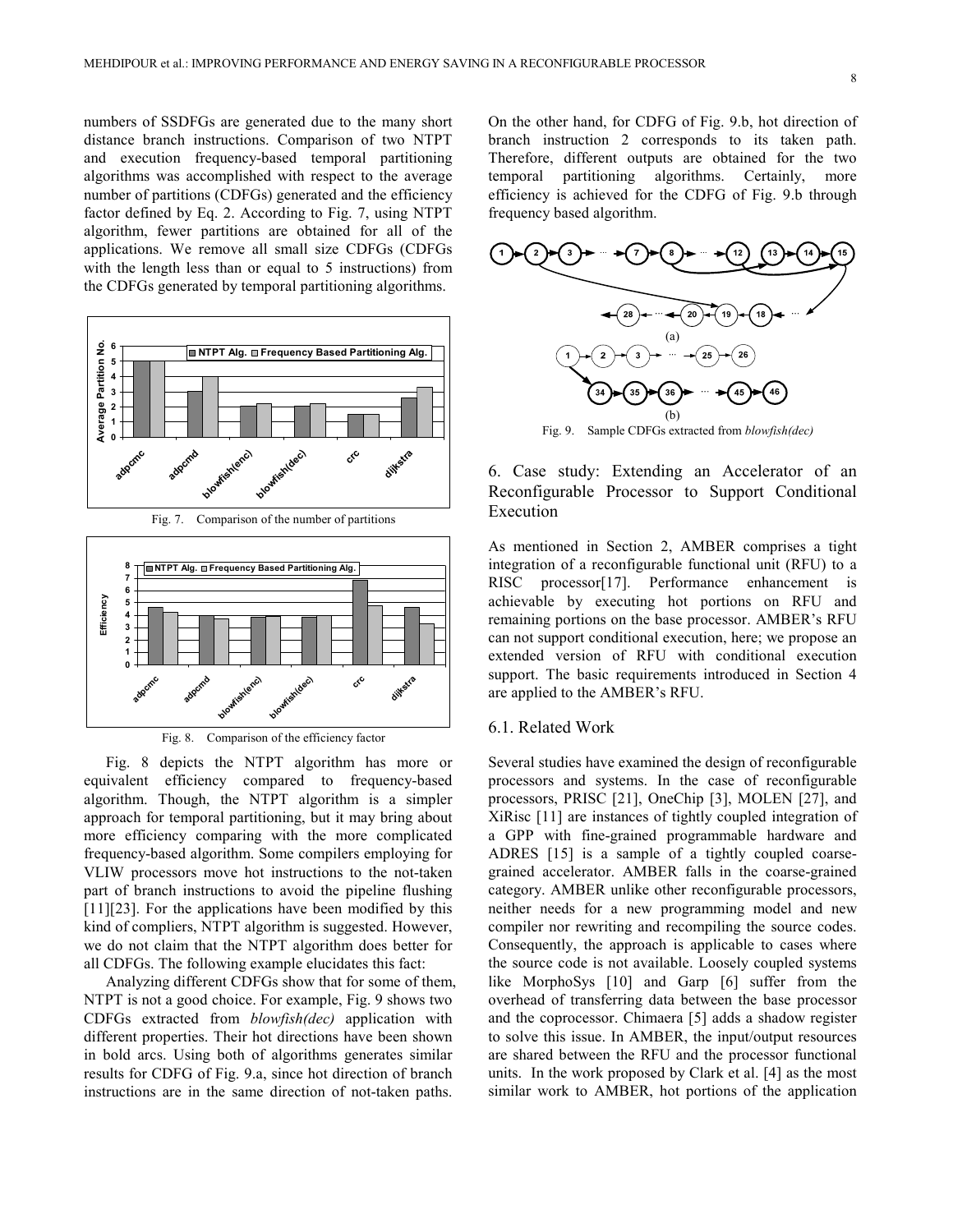numbers of SSDFGs are generated due to the many short distance branch instructions. Comparison of two NTPT and execution frequency-based temporal partitioning algorithms was accomplished with respect to the average number of partitions (CDFGs) generated and the efficiency factor defined by Eq. 2. According to Fig. 7, using NTPT algorithm, fewer partitions are obtained for all of the applications. We remove all small size CDFGs (CDFGs with the length less than or equal to 5 instructions) from the CDFGs generated by temporal partitioning algorithms.

Fig. 7. Comparison of the number of partitions

Fig. 8. Comparison of the efficiency factor

Fig. 8 depicts the NTPT algorithm has more or equivalent efficiency compared to frequency-based algorithm. Though, the NTPT algorithm is a simpler approach for temporal partitioning, but it may bring about more efficiency comparing with the more complicated frequency-based algorithm. Some compilers employing for VLIW processors move hot instructions to the not-taken part of branch instructions to avoid the pipeline flushing [11][23]. For the applications have been modified by this kind of compliers, NTPT algorithm is suggested. However, we do not claim that the NTPT algorithm does better for all CDFGs. The following example elucidates this fact:

Analyzing different CDFGs show that for some of them, NTPT is not a good choice. For example, Fig. 9 shows two CDFGs extracted from *blowfish(dec)* application with different properties. Their hot directions have been shown in bold arcs. Using both of algorithms generates similar results for CDFG of Fig. 9.a, since hot direction of branch instructions are in the same direction of not-taken paths. On the other hand, for CDFG of Fig. 9.b, hot direction of branch instruction 2 corresponds to its taken path. Therefore, different outputs are obtained for the two temporal partitioning algorithms. Certainly, more efficiency is achieved for the CDFG of Fig. 9.b through frequency based algorithm.

Fig. 9. Sample CDFGs extracted from *blowfish(dec)*

## 6. Case study: Extending an Accelerator of an Reconfigurable Processor to Support Conditional Execution

As mentioned in Section 2, AMBER comprises a tight integration of a reconfigurable functional unit (RFU) to a RISC processor[17]. Performance enhancement is achievable by executing hot portions on RFU and remaining portions on the base processor. AMBER's RFU can not support conditional execution, here; we propose an extended version of RFU with conditional execution support. The basic requirements introduced in Section 4 are applied to the AMBER's RFU.

### 6.1. Related Work

Several studies have examined the design of reconfigurable processors and systems. In the case of reconfigurable processors, PRISC [21], OneChip [3], MOLEN [27], and XiRisc [11] are instances of tightly coupled integration of a GPP with fine-grained programmable hardware and ADRES [15] is a sample of a tightly coupled coarse-grained accelerator. AMBER falls in the coarse-grained category. AMBER unlike other reconfigurable processors, neither needs for a new programming model and new compiler nor rewriting and recompiling the source codes. Consequently, the approach is applicable to cases where the source code is not available. Loosely coupled systems like MorphoSys [10] and Garp [6] suffer from the overhead of transferring data between the base processor and the coprocessor. Chimaera [5] adds a shadow register to solve this issue. In AMBER, the input/output resources are shared between the RFU and the processor functional units. In the work proposed by Clark et al. [4] as the most similar work to AMBER, hot portions of the application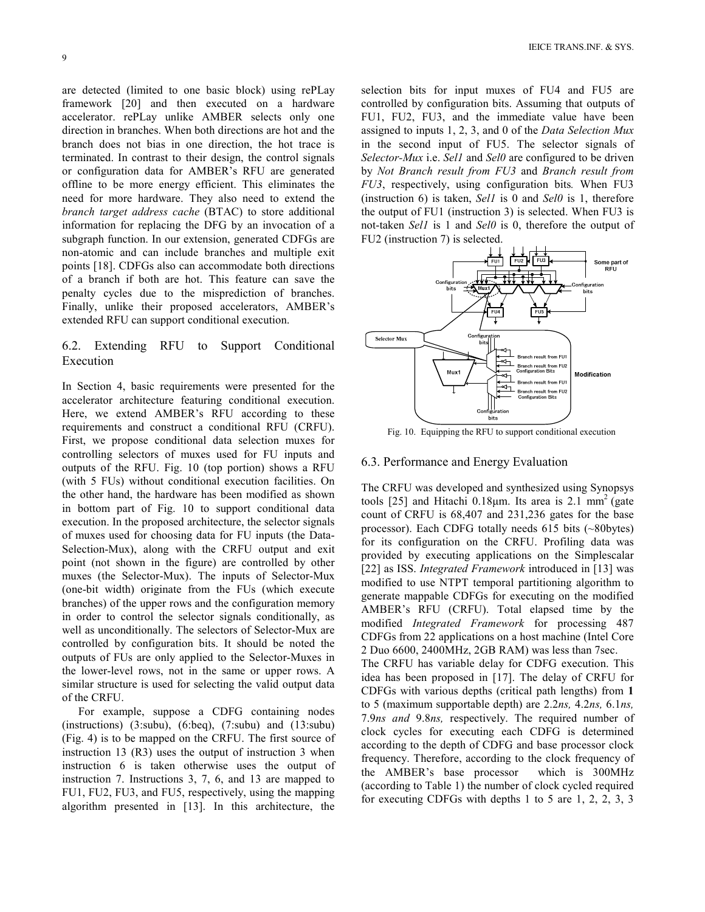are detected (limited to one basic block) using rePLay framework [20] and then executed on a hardware accelerator. rePLay unlike AMBER selects only one direction in branches. When both directions are hot and the branch does not bias in one direction, the hot trace is terminated. In contrast to their design, the control signals or configuration data for AMBER's RFU are generated offline to be more energy efficient. This eliminates the need for more hardware. They also need to extend the *branch target address cache* (BTAC) to store additional information for replacing the DFG by an invocation of a subgraph function. In our extension, generated CDFGs are non-atomic and can include branches and multiple exit points [18]. CDFGs also can accommodate both directions of a branch if both are hot. This feature can save the penalty cycles due to the misprediction of branches. Finally, unlike their proposed accelerators, AMBER's extended RFU can support conditional execution.

## 6.2. Extending RFU to Support Conditional Execution

In Section 4, basic requirements were presented for the accelerator architecture featuring conditional execution. Here, we extend AMBER's RFU according to these requirements and construct a conditional RFU (CRFU). First, we propose conditional data selection muxes for controlling selectors of muxes used for FU inputs and outputs of the RFU. Fig. 10 (top portion) shows a RFU (with 5 FUs) without conditional execution facilities. On the other hand, the hardware has been modified as shown in bottom part of Fig. 10 to support conditional data execution. In the proposed architecture, the selector signals of muxes used for choosing data for FU inputs (the Data-Selection-Mux), along with the CRFU output and exit point (not shown in the figure) are controlled by other muxes (the Selector-Mux). The inputs of Selector-Mux (one-bit width) originate from the FUs (which execute branches) of the upper rows and the configuration memory in order to control the selector signals conditionally, as well as unconditionally. The selectors of Selector-Mux are controlled by configuration bits. It should be noted the outputs of FUs are only applied to the Selector-Muxes in the lower-level rows, not in the same or upper rows. A similar structure is used for selecting the valid output data of the CRFU.

For example, suppose a CDFG containing nodes (instructions) (3:subu), (6:beq), (7:subu) and (13:subu) (Fig. 4) is to be mapped on the CRFU. The first source of instruction 13 (R3) uses the output of instruction 3 when instruction 6 is taken otherwise uses the output of instruction 7. Instructions 3, 7, 6, and 13 are mapped to FU1, FU2, FU3, and FU5, respectively, using the mapping algorithm presented in [13]. In this architecture, the selection bits for input muxes of FU4 and FU5 are controlled by configuration bits. Assuming that outputs of FU1, FU2, FU3, and the immediate value have been assigned to inputs 1, 2, 3, and 0 of the *Data Selection Mux* in the second input of FU5. The selector signals of *Selector-Mux* i.e. *Sel1* and *Sel0* are configured to be driven by *Not Branch result from FU3* and *Branch result from FU3*, respectively, using configuration bits. When FU3 (instruction 6) is taken, *Sel1* is 0 and *Sel0* is 1, therefore the output of FU1 (instruction 3) is selected. When FU3 is not-taken *Sel1* is 1 and *Sel0* is 0, therefore the output of FU2 (instruction 7) is selected.

Fig. 10. Equipping the RFU to support conditional execution

## 6.3. Performance and Energy Evaluation

The CRFU was developed and synthesized using Synopsys tools [25] and Hitachi 0.18μm. Its area is 2.1 $mm^2$ (gate count of CRFU is 68,407 and 231,236 gates for the base processor). Each CDFG totally needs 615 bits (~80bytes) for its configuration on the CRFU. Profiling data was provided by executing applications on the Simplescalar [22] as ISS. *Integrated Framework* introduced in [13] was modified to use NTPT temporal partitioning algorithm to generate mappable CDFGs for executing on the modified AMBER's RFU (CRFU). Total elapsed time by the modified *Integrated Framework* for processing 487 CDFGs from 22 applications on a host machine (Intel Core 2 Duo 6600, 2400MHz, 2GB RAM) was less than 7sec.

The CRFU has variable delay for CDFG execution. This idea has been proposed in [17]. The delay of CRFU for CDFGs with various depths (critical path lengths) from **1** to 5 (maximum supportable depth) are 2.2*ns,* 4.2*ns,* 6.1*ns,* 7.9*ns and* 9.8*ns,* respectively. The required number of clock cycles for executing each CDFG is determined according to the depth of CDFG and base processor clock frequency. Therefore, according to the clock frequency of the AMBER's base processor which is 300MHz (according to Table 1) the number of clock cycled required for executing CDFGs with depths 1 to 5 are 1, 2, 2, 3, 3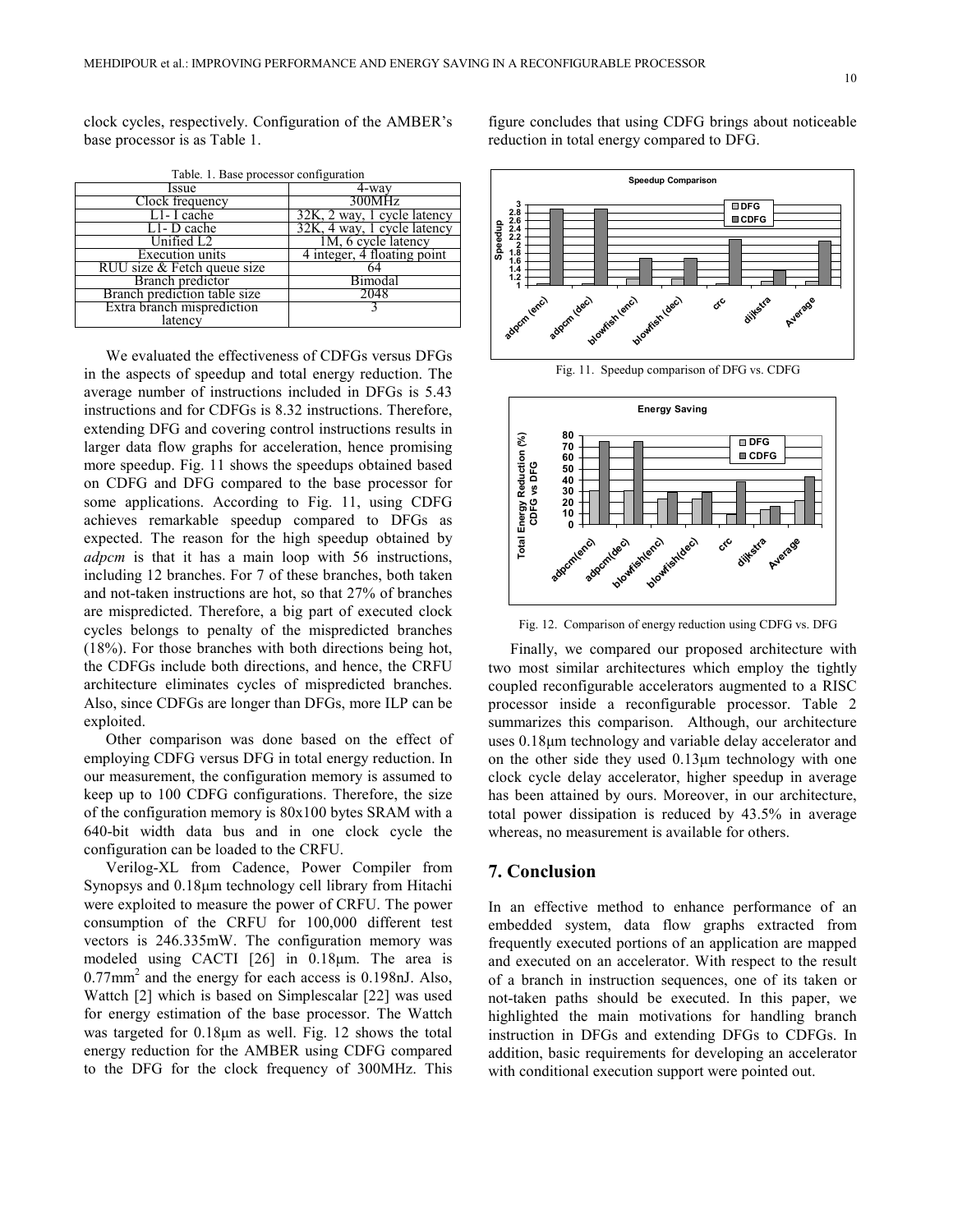clock cycles, respectively. Configuration of the AMBER's base processor is as Table 1.

Table. 1. Base processor configuration

| Issue | 4-way |
|---|---|
| Clock frequency | 300MHz |
| L1- I cache | 32K, 2 way, 1 cycle latency |
| L1- D cache | 32K, 4 way, 1 cycle latency |
| Unified L2 | 1M, 6 cycle latency |
| Execution units | 4 integer, 4 floating point |
| RUU size & Fetch queue size | 64 |
| Branch predictor | Bimodal |
| Branch prediction table size | 2048 |
| Extra branch misprediction latency | 3 |

We evaluated the effectiveness of CDFGs versus DFGs in the aspects of speedup and total energy reduction. The average number of instructions included in DFGs is 5.43 instructions and for CDFGs is 8.32 instructions. Therefore, extending DFG and covering control instructions results in larger data flow graphs for acceleration, hence promising more speedup. Fig. 11 shows the speedups obtained based on CDFG and DFG compared to the base processor for some applications. According to Fig. 11, using CDFG achieves remarkable speedup compared to DFGs as expected. The reason for the high speedup obtained by *adpcm* is that it has a main loop with 56 instructions, including 12 branches. For 7 of these branches, both taken and not-taken instructions are hot, so that 27% of branches are mispredicted. Therefore, a big part of executed clock cycles belongs to penalty of the mispredicted branches (18%). For those branches with both directions being hot, the CDFGs include both directions, and hence, the CRFU architecture eliminates cycles of mispredicted branches. Also, since CDFGs are longer than DFGs, more ILP can be exploited.

Other comparison was done based on the effect of employing CDFG versus DFG in total energy reduction. In our measurement, the configuration memory is assumed to keep up to 100 CDFG configurations. Therefore, the size of the configuration memory is 80x100 bytes SRAM with a 640-bit width data bus and in one clock cycle the configuration can be loaded to the CRFU.

Verilog-XL from Cadence, Power Compiler from Synopsys and 0.18μm technology cell library from Hitachi were exploited to measure the power of CRFU. The power consumption of the CRFU for 100,000 different test vectors is 246.335mW. The configuration memory was modeled using CACTI [26] in 0.18μm. The area is $0.77\text{mm}^2$ and the energy for each access is 0.198nJ. Also, Wattch [2] which is based on Simplescalar [22] was used for energy estimation of the base processor. The Wattch was targeted for 0.18μm as well. Fig. 12 shows the total energy reduction for the AMBER using CDFG compared to the DFG for the clock frequency of 300MHz. This figure concludes that using CDFG brings about noticeable reduction in total energy compared to DFG.

Fig. 11. Speedup comparison of DFG vs. CDFG

Fig. 12. Comparison of energy reduction using CDFG vs. DFG

Finally, we compared our proposed architecture with two most similar architectures which employ the tightly coupled reconfigurable accelerators augmented to a RISC processor inside a reconfigurable processor. Table 2 summarizes this comparison. Although, our architecture uses 0.18μm technology and variable delay accelerator and on the other side they used 0.13μm technology with one clock cycle delay accelerator, higher speedup in average has been attained by ours. Moreover, in our architecture, total power dissipation is reduced by 43.5% in average whereas, no measurement is available for others.

## 7. Conclusion

In an effective method to enhance performance of an embedded system, data flow graphs extracted from frequently executed portions of an application are mapped and executed on an accelerator. With respect to the result of a branch in instruction sequences, one of its taken or not-taken paths should be executed. In this paper, we highlighted the main motivations for handling branch instruction in DFGs and extending DFGs to CDFGs. In addition, basic requirements for developing an accelerator with conditional execution support were pointed out.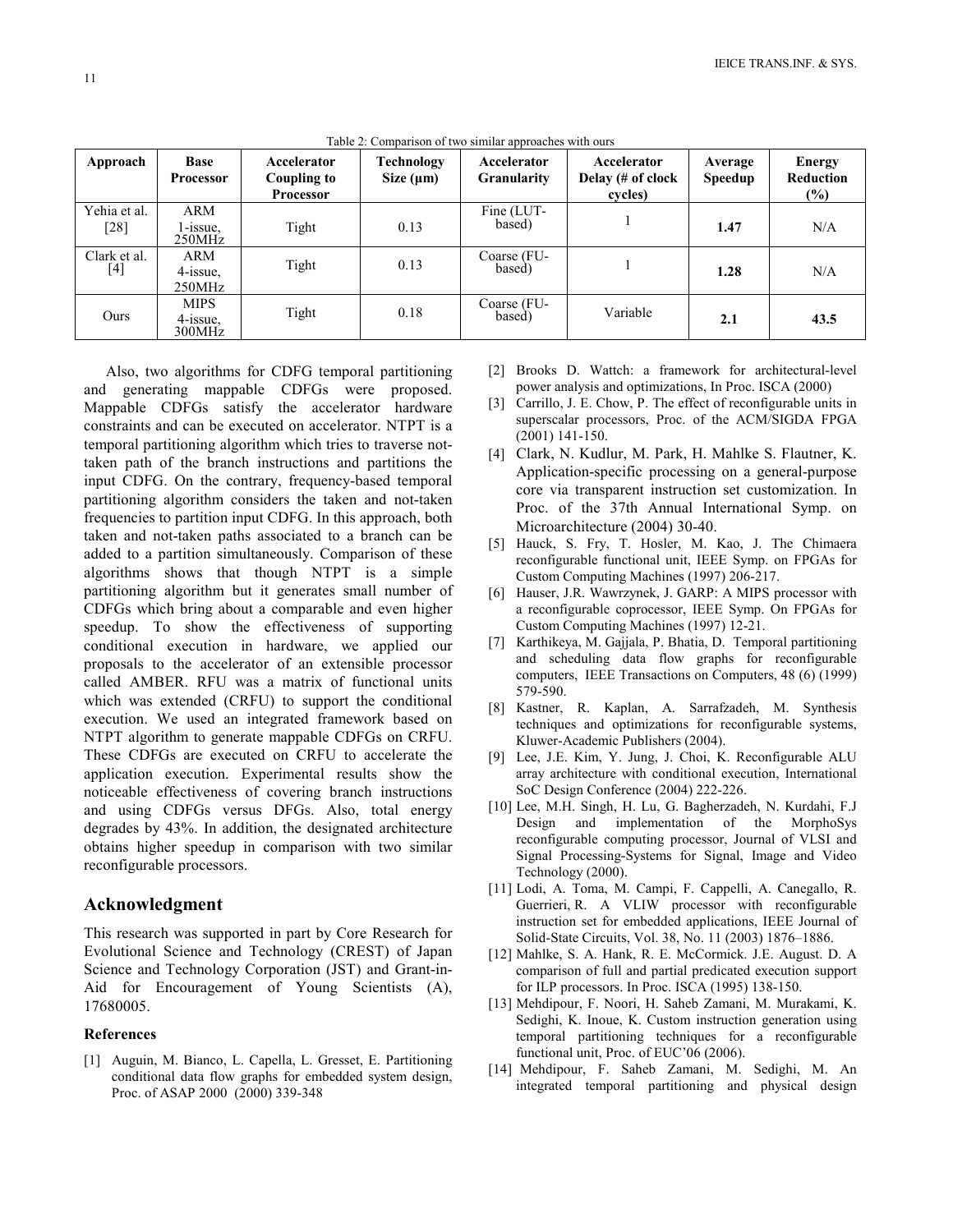Table 2: Comparison of two similar approaches with ours

| Approach | Base Processor | Accelerator Coupling to Processor | Technology Size (µm) | Accelerator Granularity | Accelerator Delay (# of clock cycles) | Average Speedup | Energy Reduction (%) |
|---|---|---|---|---|---|---|---|
| Yehia et al. [28] | ARM 1-issue, 250MHz | Tight | 0.13 | Fine (LUT-based) | 1 | **1.47** | N/A |
| Clark et al. [4] | ARM 4-issue, 250MHz | Tight | 0.13 | Coarse (FU-based) | 1 | **1.28** | N/A |
| Ours | MIPS 4-issue, 300MHz | Tight | 0.18 | Coarse (FU-based) | Variable | **2.1** | **43.5** |

Also, two algorithms for CDFG temporal partitioning and generating mappable CDFGs were proposed. Mappable CDFGs satisfy the accelerator hardware constraints and can be executed on accelerator. NTPT is a temporal partitioning algorithm which tries to traverse not-taken path of the branch instructions and partitions the input CDFG. On the contrary, frequency-based temporal partitioning algorithm considers the taken and not-taken frequencies to partition input CDFG. In this approach, both taken and not-taken paths associated to a branch can be added to a partition simultaneously. Comparison of these algorithms shows that though NTPT is a simple partitioning algorithm but it generates small number of CDFGs which bring about a comparable and even higher speedup. To show the effectiveness of supporting conditional execution in hardware, we applied our proposals to the accelerator of an extensible processor called AMBER. RFU was a matrix of functional units which was extended (CRFU) to support the conditional execution. We used an integrated framework based on NTPT algorithm to generate mappable CDFGs on CRFU. These CDFGs are executed on CRFU to accelerate the application execution. Experimental results show the noticeable effectiveness of covering branch instructions and using CDFGs versus DFGs. Also, total energy degrades by 43%. In addition, the designated architecture obtains higher speedup in comparison with two similar reconfigurable processors.

## Acknowledgment

This research was supported in part by Core Research for Evolutional Science and Technology (CREST) of Japan Science and Technology Corporation (JST) and Grant-in-Aid for Encouragement of Young Scientists (A), 17680005.

### References

[1] Auguin, M. Bianco, L. Capella, L. Gresset, E. Partitioning conditional data flow graphs for embedded system design, Proc. of ASAP 2000 (2000) 339-348

[2] Brooks D. Wattch: a framework for architectural-level power analysis and optimizations, In Proc. ISCA (2000)

[3] Carrillo, J. E. Chow, P. The effect of reconfigurable units in superscalar processors, Proc. of the ACM/SIGDA FPGA (2001) 141-150.

[4] Clark, N. Kudlur, M. Park, H. Mahlke S. Flautner, K. Application-specific processing on a general-purpose core via transparent instruction set customization. In Proc. of the 37th Annual International Symp. on Microarchitecture (2004) 30-40.

[5] Hauck, S. Fry, T. Hosler, M. Kao, J. The Chimaera reconfigurable functional unit, IEEE Symp. on FPGAs for Custom Computing Machines (1997) 206-217.

[6] Hauser, J.R. Wawrzynek, J. GARP: A MIPS processor with a reconfigurable coprocessor, IEEE Symp. On FPGAs for Custom Computing Machines (1997) 12-21.

[7] Karthikeya, M. Gajjala, P. Bhatia, D. Temporal partitioning and scheduling data flow graphs for reconfigurable computers, IEEE Transactions on Computers, 48 (6) (1999) 579-590.

[8] Kastner, R. Kaplan, A. Sarrafzadeh, M. Synthesis techniques and optimizations for reconfigurable systems, Kluwer-Academic Publishers (2004).

[9] Lee, J.E. Kim, Y. Jung, J. Choi, K. Reconfigurable ALU array architecture with conditional execution, International SoC Design Conference (2004) 222-226.

[10] Lee, M.H. Singh, H. Lu, G. Bagherzadeh, N. Kurdahi, F.J Design and implementation of the MorphoSys reconfigurable computing processor, Journal of VLSI and Signal Processing-Systems for Signal, Image and Video Technology (2000).

[11] Lodi, A. Toma, M. Campi, F. Cappelli, A. Canegallo, R. Guerrieri, R. A VLIW processor with reconfigurable instruction set for embedded applications, IEEE Journal of Solid-State Circuits, Vol. 38, No. 11 (2003) 1876–1886.

[12] Mahlke, S. A. Hank, R. E. McCormick. J.E. August. D. A comparison of full and partial predicated execution support for ILP processors. In Proc. ISCA (1995) 138-150.

[13] Mehdipour, F. Noori, H. Saheb Zamani, M. Murakami, K. Sedighi, K. Inoue, K. Custom instruction generation using temporal partitioning techniques for a reconfigurable functional unit, Proc. of EUC'06 (2006).

[14] Mehdipour, F. Saheb Zamani, M. Sedighi, M. An integrated temporal partitioning and physical design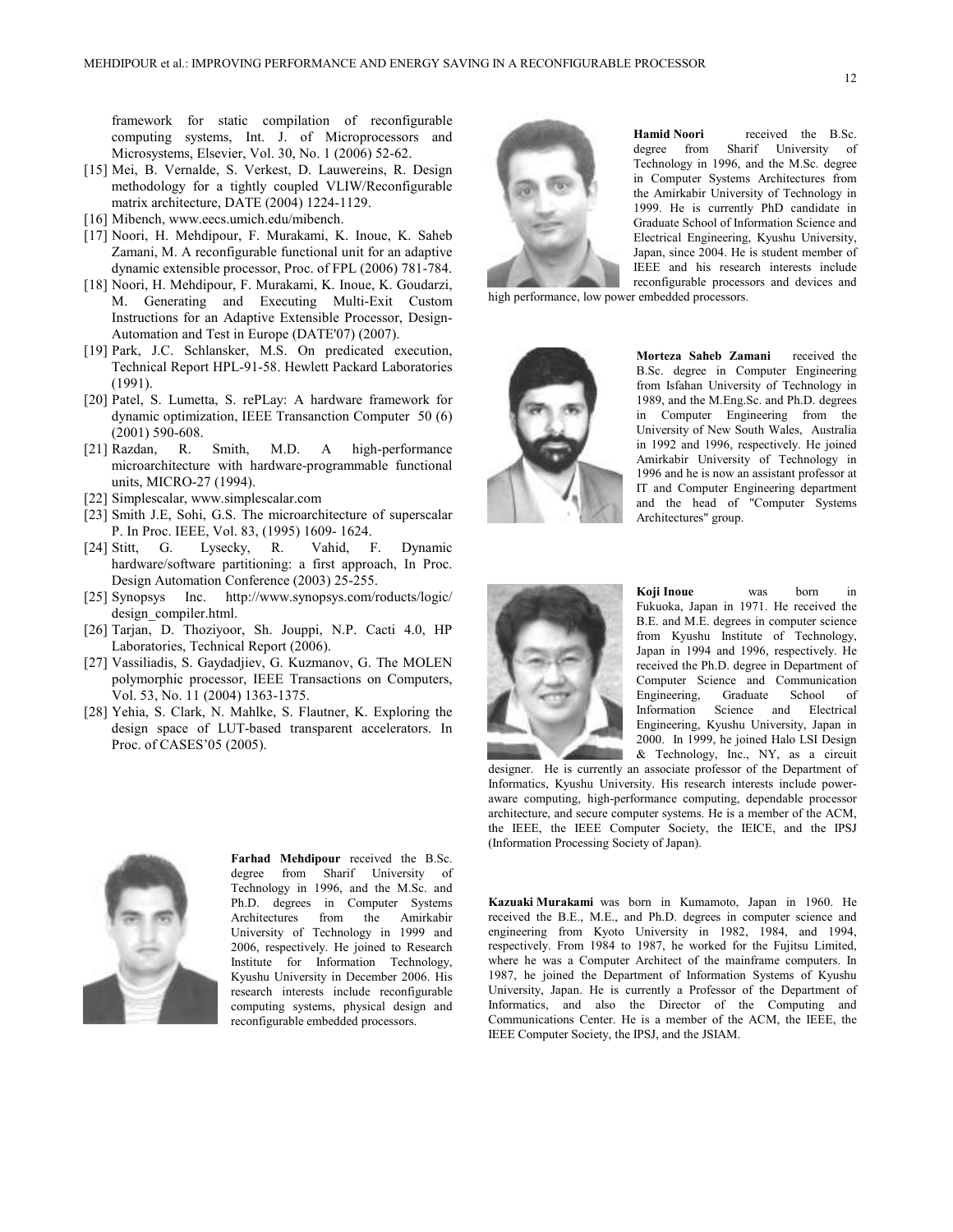framework for static compilation of reconfigurable computing systems, Int. J. of Microprocessors and Microsystems, Elsevier, Vol. 30, No. 1 (2006) 52-62.

[15] Mei, B. Vernalde, S. Verkest, D. Lauwereins, R. Design methodology for a tightly coupled VLIW/Reconfigurable matrix architecture, DATE (2004) 1224-1129.

[16] Mibench, www.eecs.umich.edu/mibench.

[17] Noori, H. Mehdipour, F. Murakami, K. Inoue, K. Saheb Zamani, M. A reconfigurable functional unit for an adaptive dynamic extensible processor, Proc. of FPL (2006) 781-784.

[18] Noori, H. Mehdipour, F. Murakami, K. Inoue, K. Goudarzi, M. Generating and Executing Multi-Exit Custom Instructions for an Adaptive Extensible Processor, Design-Automation and Test in Europe (DATE'07) (2007).

[19] Park, J.C. Schlansker, M.S. On predicated execution, Technical Report HPL-91-58. Hewlett Packard Laboratories (1991).

[20] Patel, S. Lumetta, S. rePLay: A hardware framework for dynamic optimization, IEEE Transanction Computer 50 (6) (2001) 590-608.

[21] Razdan, R. Smith, M.D. A high-performance microarchitecture with hardware-programmable functional units, MICRO-27 (1994).

[22] Simplescalar, www.simplescalar.com

[23] Smith J.E, Sohi, G.S. The microarchitecture of superscalar P. In Proc. IEEE, Vol. 83, (1995) 1609- 1624.

[24] Stitt, G. Lysecky, R. Vahid, F. Dynamic hardware/software partitioning: a first approach, In Proc. Design Automation Conference (2003) 25-255.

[25] Synopsys Inc. http://www.synopsys.com/roducts/logic/design_compiler.html.

[26] Tarjan, D. Thoziyoor, Sh. Jouppi, N.P. Cacti 4.0, HP Laboratories, Technical Report (2006).

[27] Vassiliadis, S. Gaydadjiev, G. Kuzmanov, G. The MOLEN polymorphic processor, IEEE Transactions on Computers, Vol. 53, No. 11 (2004) 1363-1375.

[28] Yehia, S. Clark, N. Mahlke, S. Flautner, K. Exploring the design space of LUT-based transparent accelerators. In Proc. of CASES'05 (2005).

**Farhad Mehdipour** received the B.Sc. degree from Sharif University of Technology in 1996, and the M.Sc. and Ph.D. degrees in Computer Systems Architectures from the Amirkabir University of Technology in 1999 and 2006, respectively. He joined to Research Institute for Information Technology, Kyushu University in December 2006. His research interests include reconfigurable computing systems, physical design and reconfigurable embedded processors.

**Hamid Noori** received the B.Sc. degree from Sharif University of Technology in 1996, and the M.Sc. degree in Computer Systems Architectures from the Amirkabir University of Technology in 1999. He is currently PhD candidate in Graduate School of Information Science and Electrical Engineering, Kyushu University, Japan, since 2004. He is student member of IEEE and his research interests include reconfigurable processors and devices and high performance, low power embedded processors.

**Morteza Saheb Zamani** received the B.Sc. degree in Computer Engineering from Isfahan University of Technology in 1989, and the M.Eng.Sc. and Ph.D. degrees in Computer Engineering from the University of New South Wales, Australia in 1992 and 1996, respectively. He joined Amirkabir University of Technology in 1996 and he is now an assistant professor at IT and Computer Engineering department and the head of "Computer Systems Architectures" group.

**Koji Inoue** was born in Fukuoka, Japan in 1971. He received the B.E. and M.E. degrees in computer science from Kyushu Institute of Technology, Japan in 1994 and 1996, respectively. He received the Ph.D. degree in Department of Computer Science and Communication Engineering, Graduate School of Information Science and Electrical Engineering, Kyushu University, Japan in 2000. In 1999, he joined Halo LSI Design & Technology, Inc., NY, as a circuit designer. He is currently an associate professor of the Department of Informatics, Kyushu University. His research interests include power-aware computing, high-performance computing, dependable processor architecture, and secure computer systems. He is a member of the ACM, the IEEE, the IEEE Computer Society, the IEICE, and the IPSJ (Information Processing Society of Japan).

**Kazuaki Murakami** was born in Kumamoto, Japan in 1960. He received the B.E., M.E., and Ph.D. degrees in computer science and engineering from Kyoto University in 1982, 1984, and 1994, respectively. From 1984 to 1987, he worked for the Fujitsu Limited, where he was a Computer Architect of the mainframe computers. In 1987, he joined the Department of Information Systems of Kyushu University, Japan. He is currently a Professor of the Department of Informatics, and also the Director of the Computing and Communications Center. He is a member of the ACM, the IEEE, the IEEE Computer Society, the IPSJ, and the JSIAM.